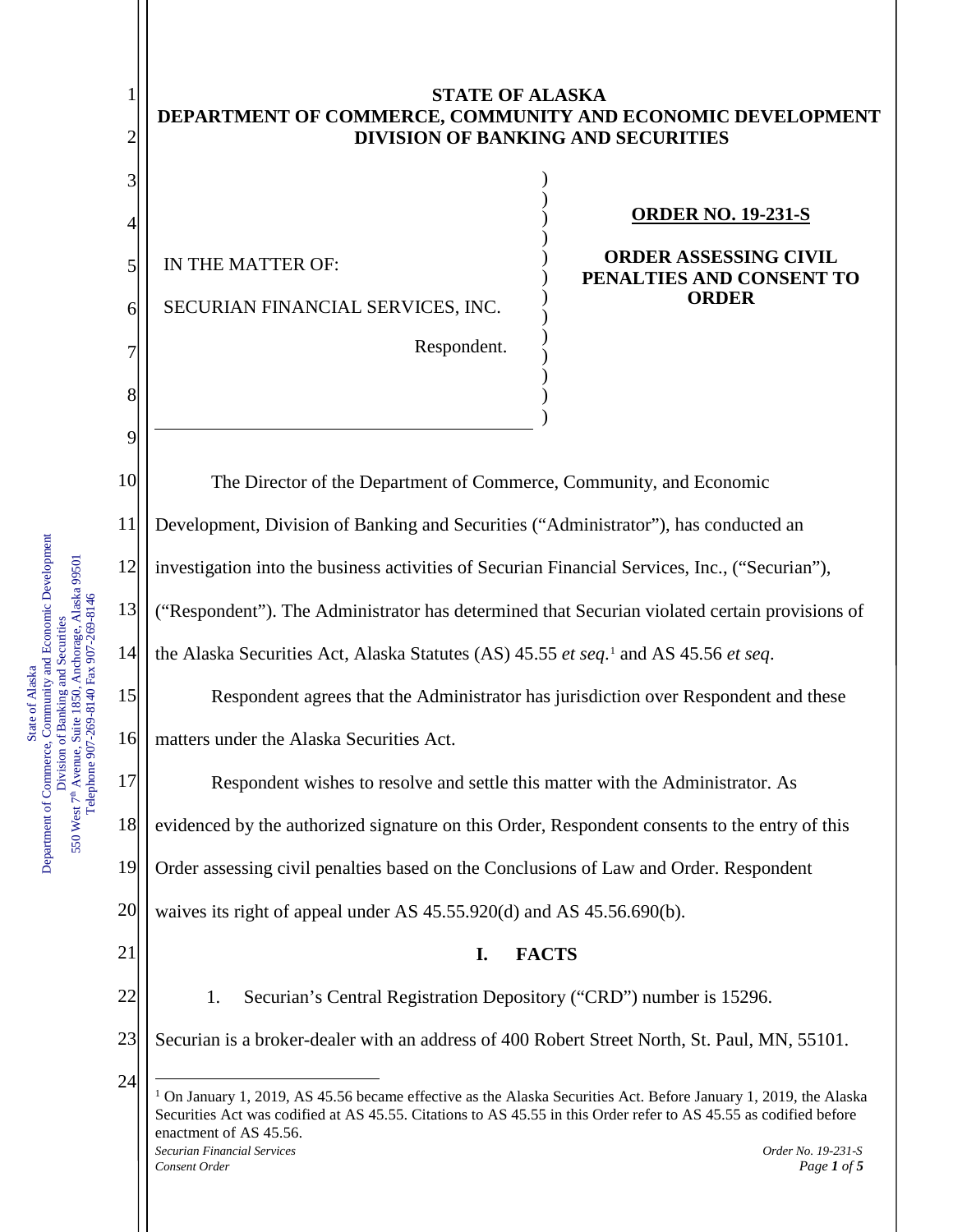**STATE OF ALASKA**
**DEPARTMENT OF COMMERCE, COMMUNITY AND ECONOMIC DEVELOPMENT**
**DIVISION OF BANKING AND SECURITIES**

IN THE MATTER OF:

SECURIAN FINANCIAL SERVICES, INC.

Respondent.

**ORDER NO. 19-231-S**

**ORDER ASSESSING CIVIL PENALTIES AND CONSENT TO ORDER**

The Director of the Department of Commerce, Community, and Economic Development, Division of Banking and Securities ("Administrator"), has conducted an investigation into the business activities of Securian Financial Services, Inc., ("Securian"), ("Respondent"). The Administrator has determined that Securian violated certain provisions of the Alaska Securities Act, Alaska Statutes (AS) 45.55 *et seq.*[1] and AS 45.56 *et seq*.

Respondent agrees that the Administrator has jurisdiction over Respondent and these matters under the Alaska Securities Act.

Respondent wishes to resolve and settle this matter with the Administrator. As evidenced by the authorized signature on this Order, Respondent consents to the entry of this Order assessing civil penalties based on the Conclusions of Law and Order. Respondent waives its right of appeal under AS 45.55.920(d) and AS 45.56.690(b).

## I. FACTS

1. Securian's Central Registration Depository ("CRD") number is 15296. Securian is a broker-dealer with an address of 400 Robert Street North, St. Paul, MN, 55101.

[1] On January 1, 2019, AS 45.56 became effective as the Alaska Securities Act. Before January 1, 2019, the Alaska Securities Act was codified at AS 45.55. Citations to AS 45.55 in this Order refer to AS 45.55 as codified before enactment of AS 45.56.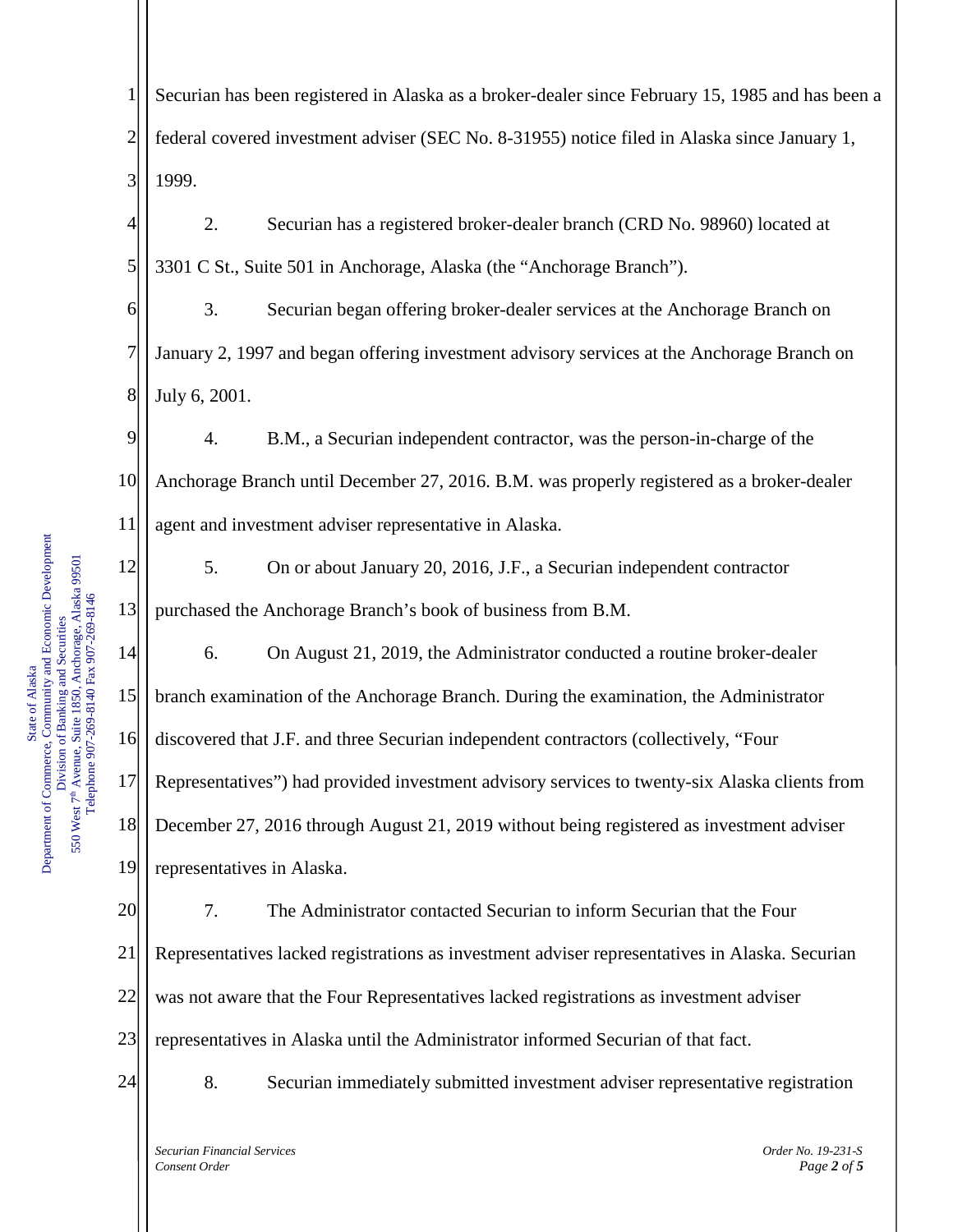Securian has been registered in Alaska as a broker-dealer since February 15, 1985 and has been a federal covered investment adviser (SEC No. 8-31955) notice filed in Alaska since January 1, 1999.

2. Securian has a registered broker-dealer branch (CRD No. 98960) located at 3301 C St., Suite 501 in Anchorage, Alaska (the "Anchorage Branch").

3. Securian began offering broker-dealer services at the Anchorage Branch on January 2, 1997 and began offering investment advisory services at the Anchorage Branch on July 6, 2001.

4. B.M., a Securian independent contractor, was the person-in-charge of the Anchorage Branch until December 27, 2016. B.M. was properly registered as a broker-dealer agent and investment adviser representative in Alaska.

5. On or about January 20, 2016, J.F., a Securian independent contractor purchased the Anchorage Branch's book of business from B.M.

6. On August 21, 2019, the Administrator conducted a routine broker-dealer branch examination of the Anchorage Branch. During the examination, the Administrator discovered that J.F. and three Securian independent contractors (collectively, "Four Representatives") had provided investment advisory services to twenty-six Alaska clients from December 27, 2016 through August 21, 2019 without being registered as investment adviser representatives in Alaska.

7. The Administrator contacted Securian to inform Securian that the Four Representatives lacked registrations as investment adviser representatives in Alaska. Securian was not aware that the Four Representatives lacked registrations as investment adviser representatives in Alaska until the Administrator informed Securian of that fact.

8. Securian immediately submitted investment adviser representative registration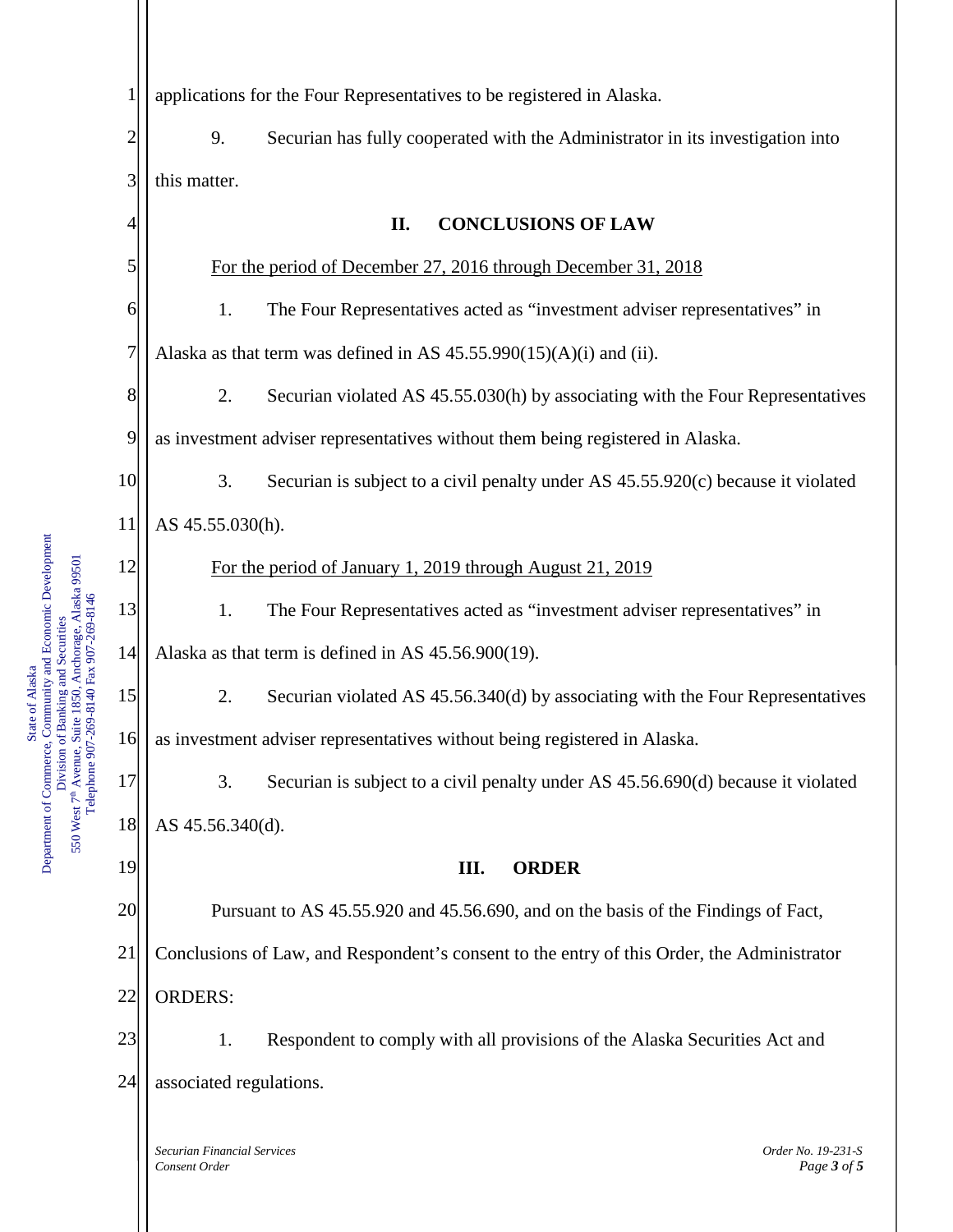applications for the Four Representatives to be registered in Alaska.

9. Securian has fully cooperated with the Administrator in its investigation into this matter.

## II. CONCLUSIONS OF LAW

For the period of December 27, 2016 through December 31, 2018

1. The Four Representatives acted as "investment adviser representatives" in Alaska as that term was defined in AS 45.55.990(15)(A)(i) and (ii).

2. Securian violated AS 45.55.030(h) by associating with the Four Representatives as investment adviser representatives without them being registered in Alaska.

3. Securian is subject to a civil penalty under AS 45.55.920(c) because it violated AS 45.55.030(h).

For the period of January 1, 2019 through August 21, 2019

1. The Four Representatives acted as "investment adviser representatives" in Alaska as that term is defined in AS 45.56.900(19).

2. Securian violated AS 45.56.340(d) by associating with the Four Representatives as investment adviser representatives without being registered in Alaska.

3. Securian is subject to a civil penalty under AS 45.56.690(d) because it violated AS 45.56.340(d).

## III. ORDER

Pursuant to AS 45.55.920 and 45.56.690, and on the basis of the Findings of Fact, Conclusions of Law, and Respondent's consent to the entry of this Order, the Administrator ORDERS:

1. Respondent to comply with all provisions of the Alaska Securities Act and associated regulations.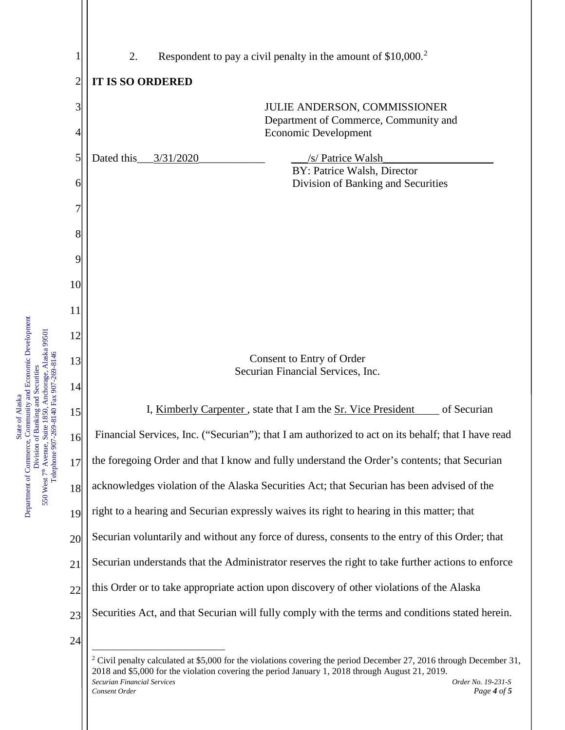2. Respondent to pay a civil penalty in the amount of $10,000.[2]

**IT IS SO ORDERED**

JULIE ANDERSON, COMMISSIONER
Department of Commerce, Community and Economic Development

Dated this 3/31/2020

/s/ Patrice Walsh
BY: Patrice Walsh, Director
Division of Banking and Securities

Consent to Entry of Order
Securian Financial Services, Inc.

I, Kimberly Carpenter, state that I am the Sr. Vice President of Securian Financial Services, Inc. ("Securian"); that I am authorized to act on its behalf; that I have read the foregoing Order and that I know and fully understand the Order's contents; that Securian acknowledges violation of the Alaska Securities Act; that Securian has been advised of the right to a hearing and Securian expressly waives its right to hearing in this matter; that Securian voluntarily and without any force of duress, consents to the entry of this Order; that Securian understands that the Administrator reserves the right to take further actions to enforce this Order or to take appropriate action upon discovery of other violations of the Alaska Securities Act, and that Securian will fully comply with the terms and conditions stated herein.

---

[2] Civil penalty calculated at $5,000 for the violations covering the period December 27, 2016 through December 31, 2018 and $5,000 for the violation covering the period January 1, 2018 through August 21, 2019.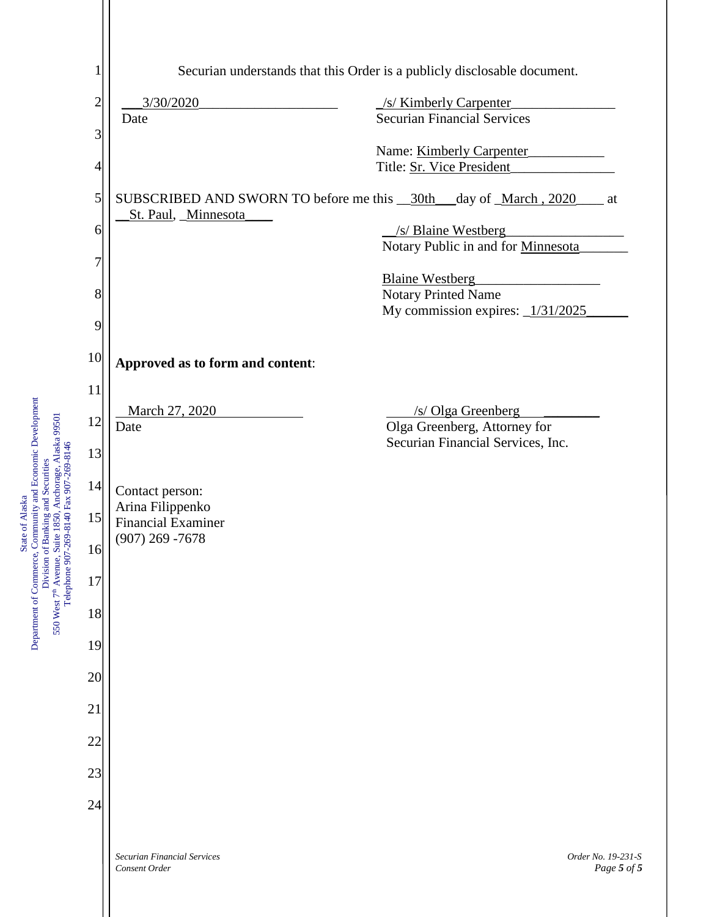Securian understands that this Order is a publicly disclosable document.

3/30/2020
Date

/s/ Kimberly Carpenter
Securian Financial Services

Name: Kimberly Carpenter
Title: Sr. Vice President

SUBSCRIBED AND SWORN TO before me this 30th day of March , 2020 at St. Paul, Minnesota

/s/ Blaine Westberg
Notary Public in and for Minnesota

Blaine Westberg
Notary Printed Name
My commission expires: 1/31/2025

**Approved as to form and content**:

March 27, 2020
Date

/s/ Olga Greenberg
Olga Greenberg, Attorney for
Securian Financial Services, Inc.

Contact person:
Arina Filippenko
Financial Examiner
(907) 269 -7678